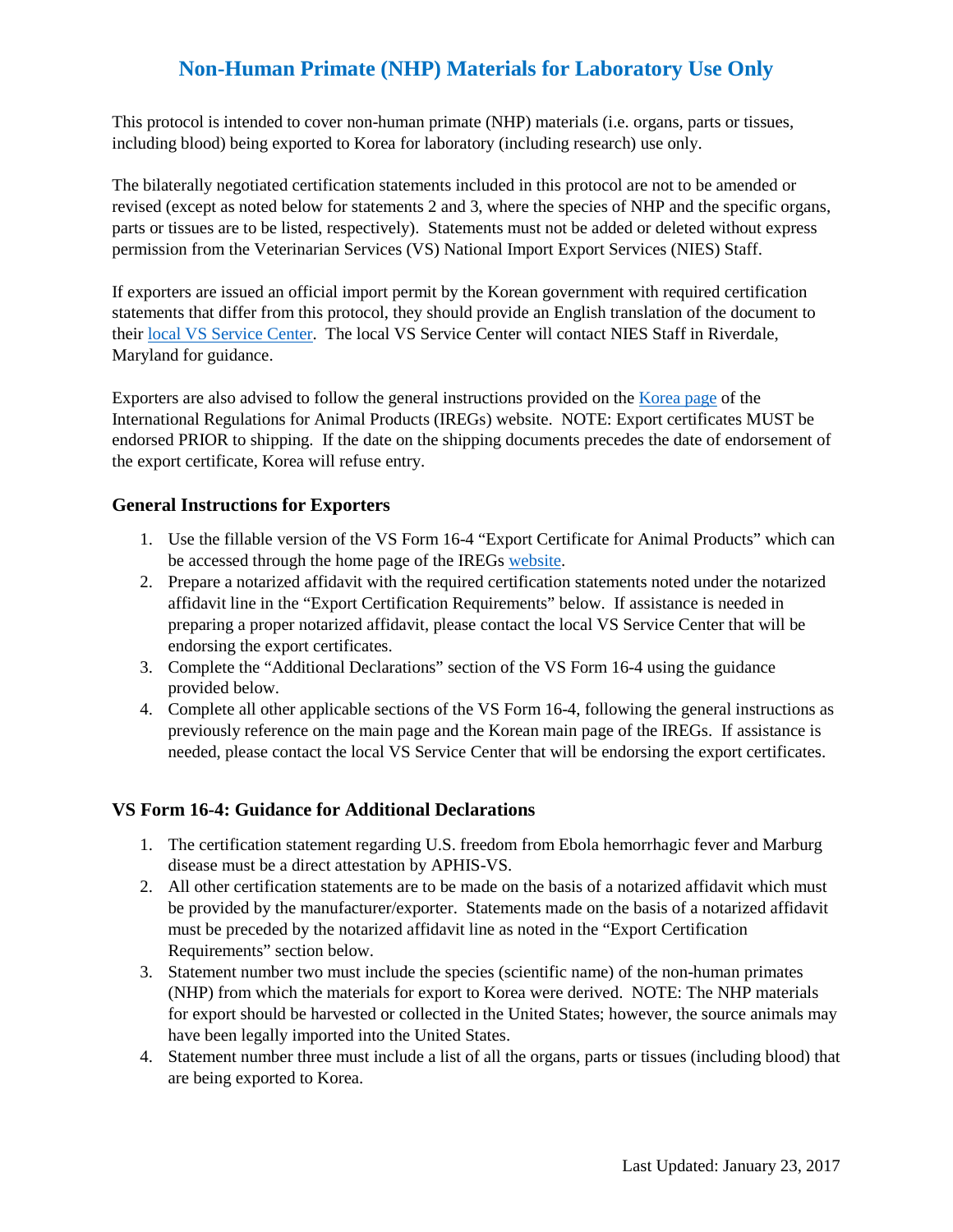# Non-Human Primate (NHP) Materials for Laboratory Use Only

This protocol is intended to cover non-human primate (NHP) materials (i.e. organs, parts or tissues, including blood) being exported to Korea for laboratory (including research) use only.

The bilaterally negotiated certification statements included in this protocol are not to be amended or revised (except as noted below for statements 2 and 3, where the species of NHP and the specific organs, parts or tissues are to be listed, respectively). Statements must not be added or deleted without express permission from the Veterinarian Services (VS) National Import Export Services (NIES) Staff.

If exporters are issued an official import permit by the Korean government with required certification statements that differ from this protocol, they should provide an English translation of the document to their local VS Service Center. The local VS Service Center will contact NIES Staff in Riverdale, Maryland for guidance.

Exporters are also advised to follow the general instructions provided on the Korea page of the International Regulations for Animal Products (IREGs) website. NOTE: Export certificates MUST be endorsed PRIOR to shipping. If the date on the shipping documents precedes the date of endorsement of the export certificate, Korea will refuse entry.

### General Instructions for Exporters

1. Use the fillable version of the VS Form 16-4 "Export Certificate for Animal Products" which can be accessed through the home page of the IREGs website.
2. Prepare a notarized affidavit with the required certification statements noted under the notarized affidavit line in the "Export Certification Requirements" below. If assistance is needed in preparing a proper notarized affidavit, please contact the local VS Service Center that will be endorsing the export certificates.
3. Complete the "Additional Declarations" section of the VS Form 16-4 using the guidance provided below.
4. Complete all other applicable sections of the VS Form 16-4, following the general instructions as previously reference on the main page and the Korean main page of the IREGs. If assistance is needed, please contact the local VS Service Center that will be endorsing the export certificates.

### VS Form 16-4: Guidance for Additional Declarations

1. The certification statement regarding U.S. freedom from Ebola hemorrhagic fever and Marburg disease must be a direct attestation by APHIS-VS.
2. All other certification statements are to be made on the basis of a notarized affidavit which must be provided by the manufacturer/exporter. Statements made on the basis of a notarized affidavit must be preceded by the notarized affidavit line as noted in the "Export Certification Requirements" section below.
3. Statement number two must include the species (scientific name) of the non-human primates (NHP) from which the materials for export to Korea were derived. NOTE: The NHP materials for export should be harvested or collected in the United States; however, the source animals may have been legally imported into the United States.
4. Statement number three must include a list of all the organs, parts or tissues (including blood) that are being exported to Korea.

Last Updated: January 23, 2017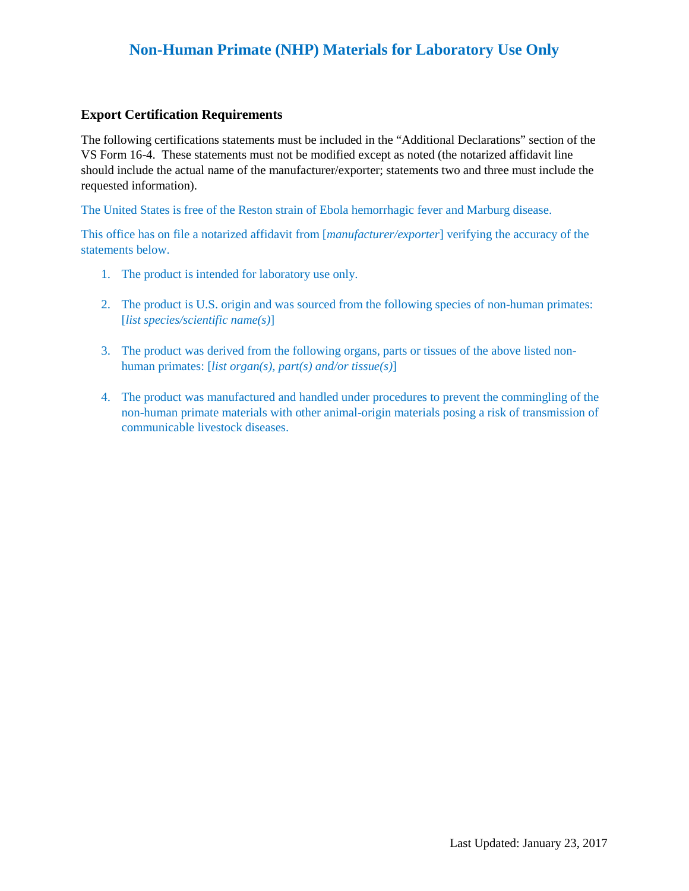# Non-Human Primate (NHP) Materials for Laboratory Use Only

### Export Certification Requirements

The following certifications statements must be included in the "Additional Declarations" section of the VS Form 16-4. These statements must not be modified except as noted (the notarized affidavit line should include the actual name of the manufacturer/exporter; statements two and three must include the requested information).

The United States is free of the Reston strain of Ebola hemorrhagic fever and Marburg disease.

This office has on file a notarized affidavit from [*manufacturer/exporter*] verifying the accuracy of the statements below.

1. The product is intended for laboratory use only.

2. The product is U.S. origin and was sourced from the following species of non-human primates: [*list species/scientific name(s)*]

3. The product was derived from the following organs, parts or tissues of the above listed non-human primates: [*list organ(s), part(s) and/or tissue(s)*]

4. The product was manufactured and handled under procedures to prevent the commingling of the non-human primate materials with other animal-origin materials posing a risk of transmission of communicable livestock diseases.

Last Updated: January 23, 2017